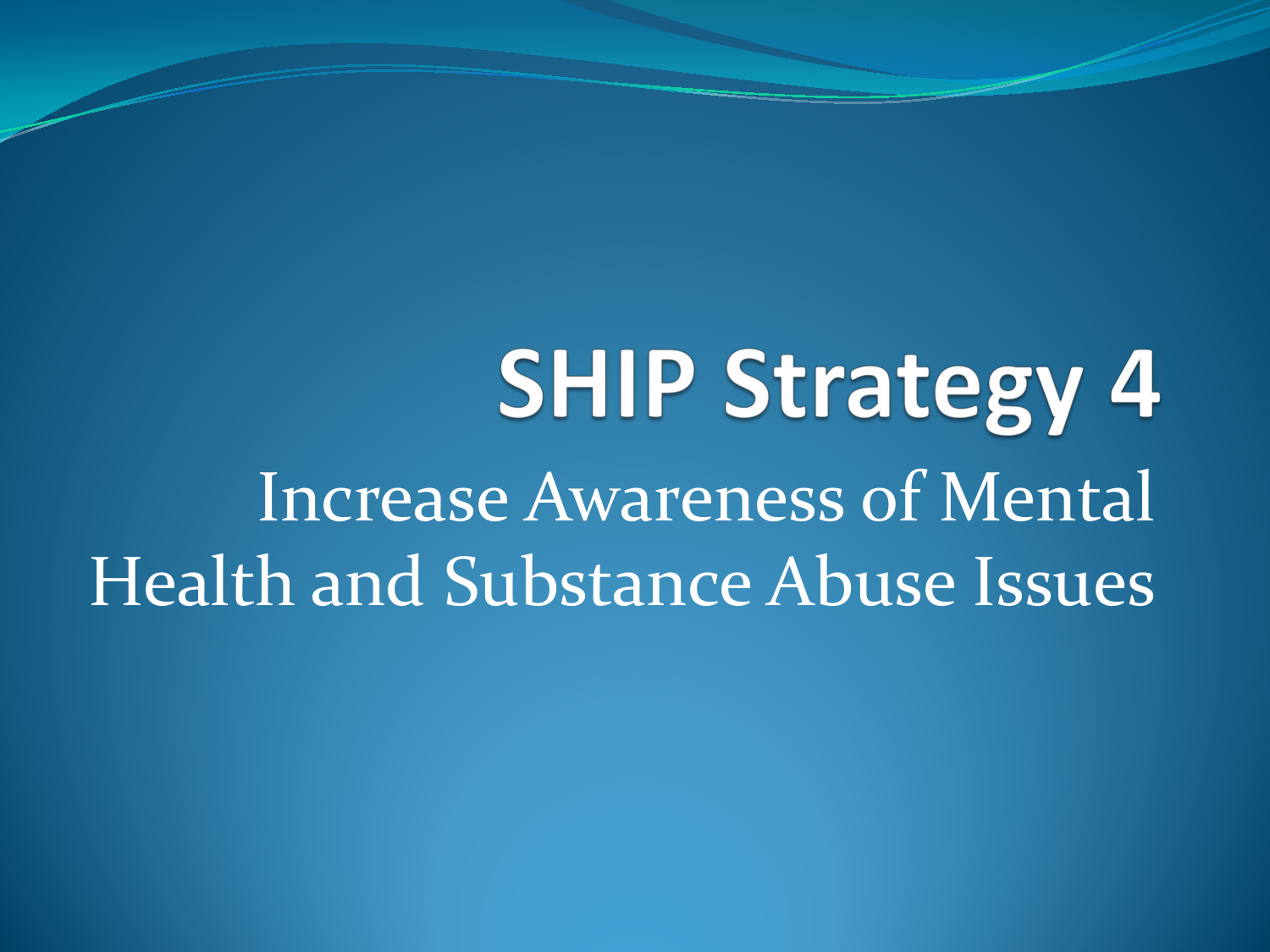# SHIP Strategy 4

Increase Awareness of Mental Health and Substance Abuse Issues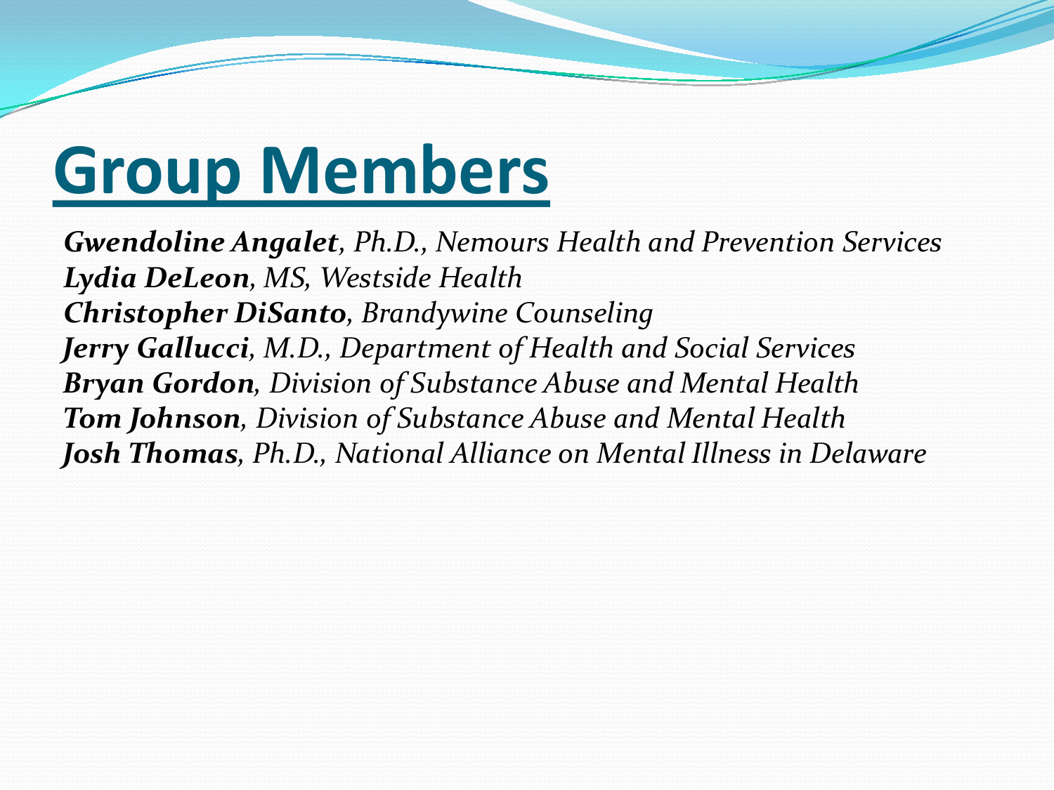# Group Members

***Gwendoline Angalet****, Ph.D., Nemours Health and Prevention Services*
***Lydia DeLeon****, MS, Westside Health*
***Christopher DiSanto****, Brandywine Counseling*
***Jerry Gallucci****, M.D., Department of Health and Social Services*
***Bryan Gordon****, Division of Substance Abuse and Mental Health*
***Tom Johnson****, Division of Substance Abuse and Mental Health*
***Josh Thomas****, Ph.D., National Alliance on Mental Illness in Delaware*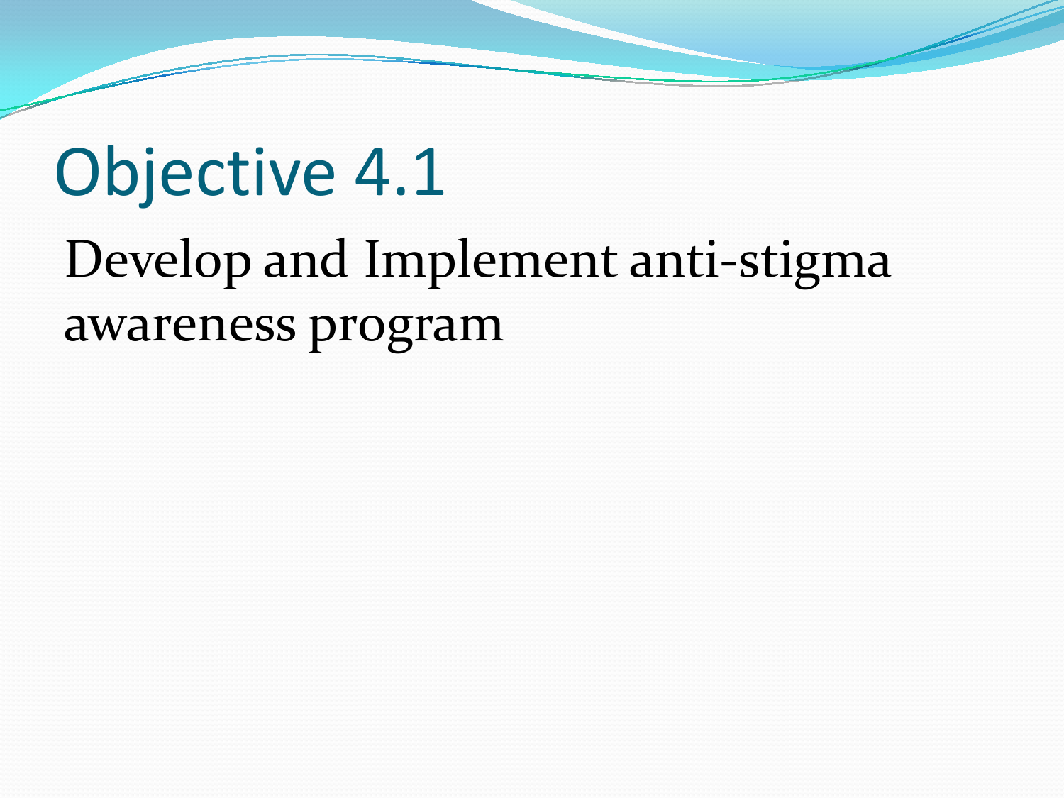# Objective 4.1

Develop and Implement anti-stigma awareness program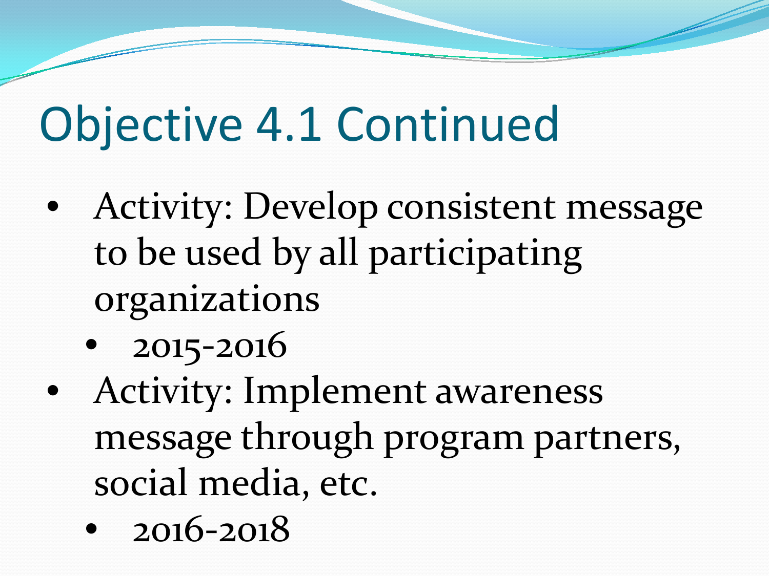# Objective 4.1 Continued

- Activity: Develop consistent message to be used by all participating organizations
  - 2015-2016
- Activity: Implement awareness message through program partners, social media, etc.
  - 2016-2018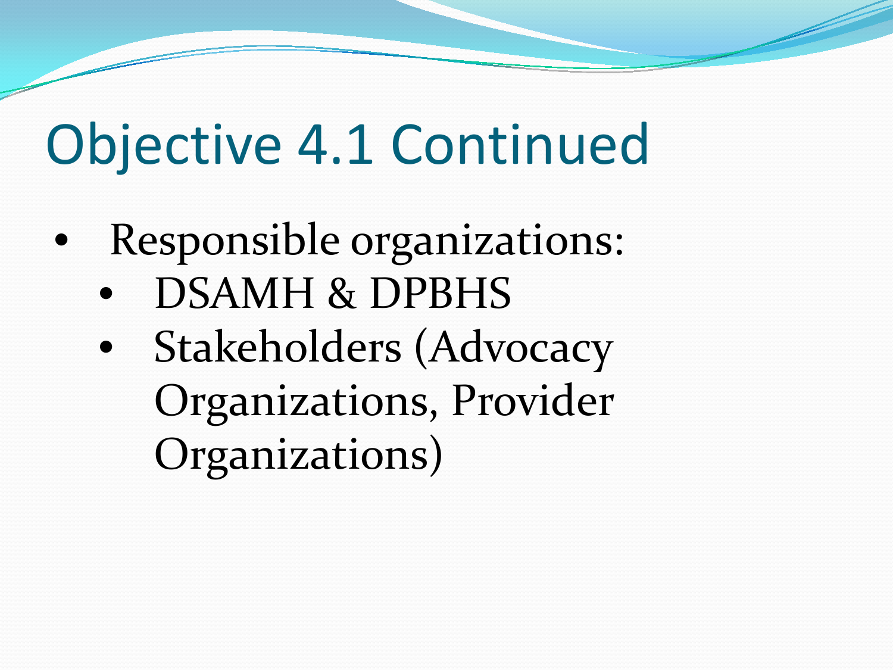# Objective 4.1 Continued

- Responsible organizations:
  - DSAMH & DPBHS
  - Stakeholders (Advocacy Organizations, Provider Organizations)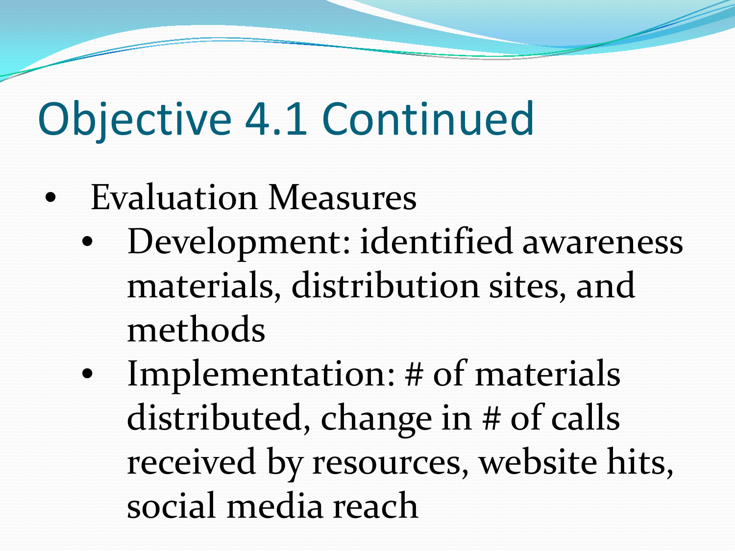# Objective 4.1 Continued

- Evaluation Measures
  - Development: identified awareness materials, distribution sites, and methods
  - Implementation: # of materials distributed, change in # of calls received by resources, website hits, social media reach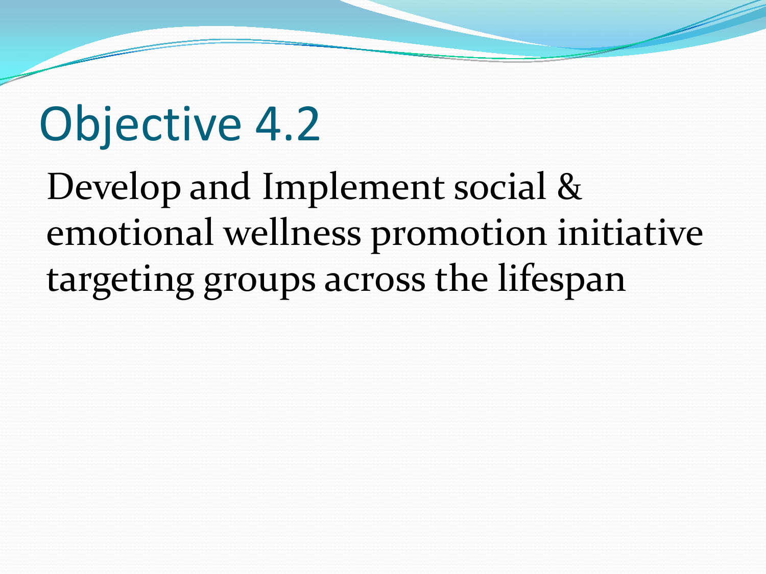# Objective 4.2

Develop and Implement social & emotional wellness promotion initiative targeting groups across the lifespan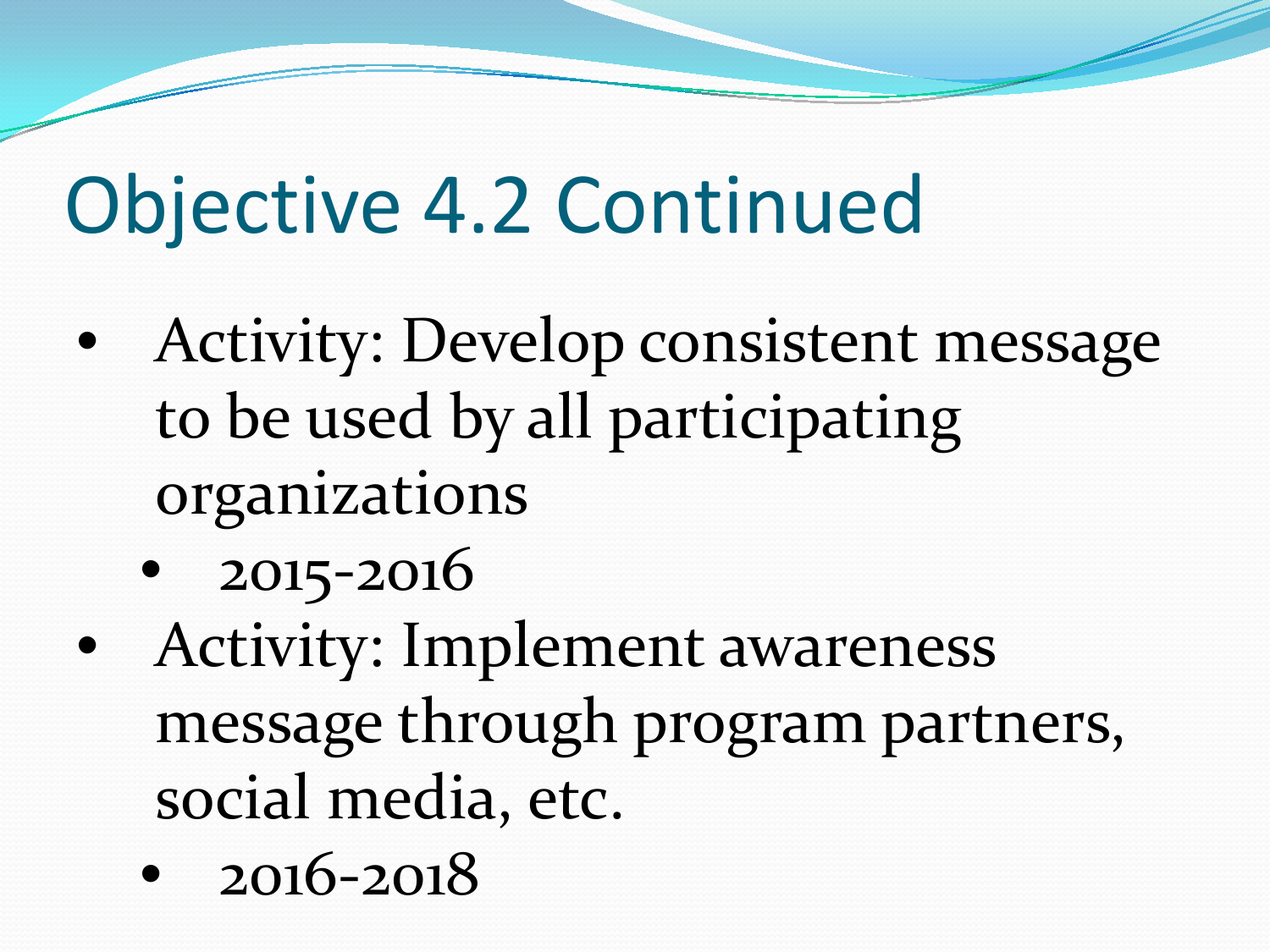# Objective 4.2 Continued

- Activity: Develop consistent message to be used by all participating organizations
  - 2015-2016
- Activity: Implement awareness message through program partners, social media, etc.
  - 2016-2018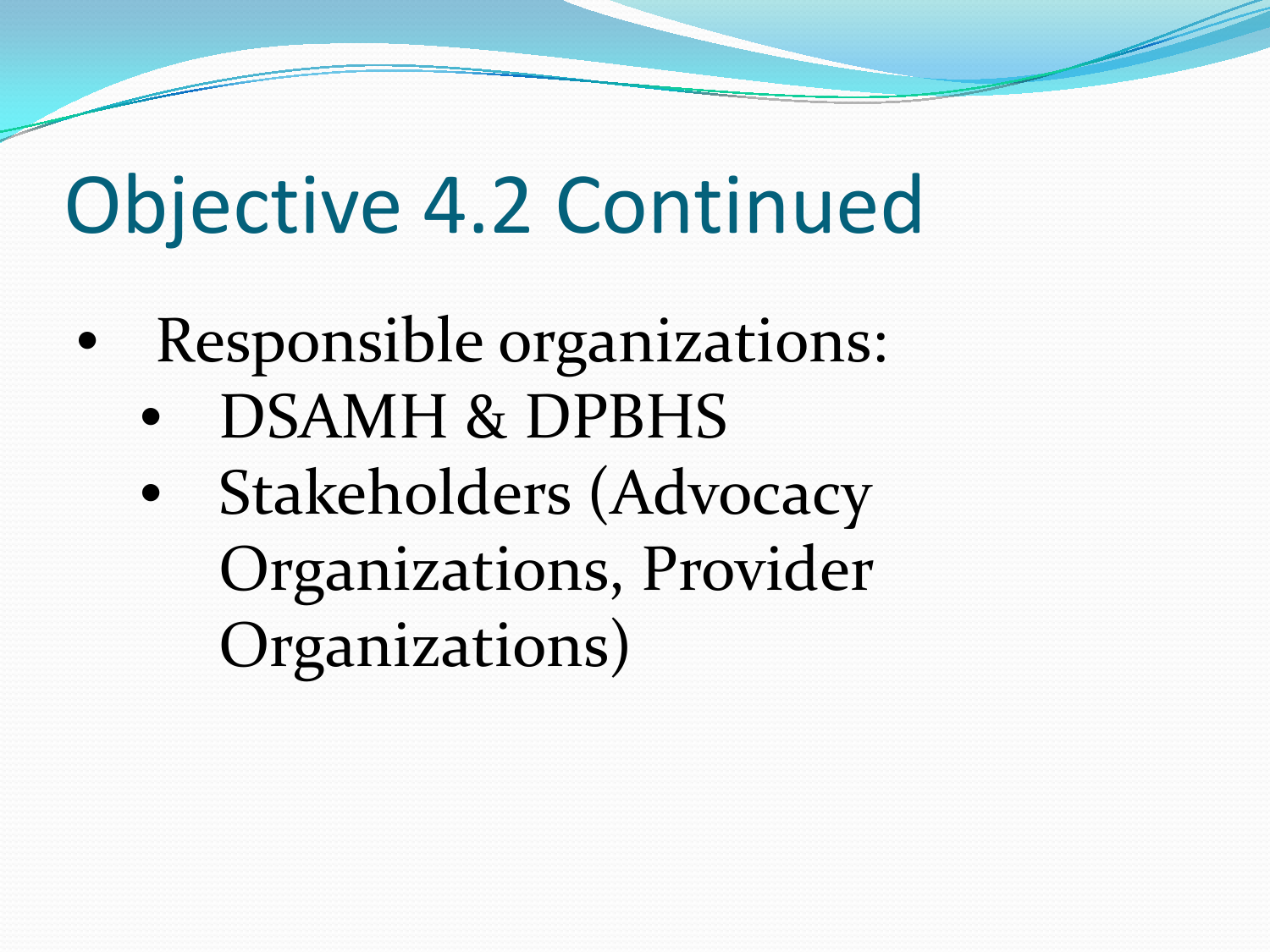# Objective 4.2 Continued

- Responsible organizations:
  - DSAMH & DPBHS
  - Stakeholders (Advocacy Organizations, Provider Organizations)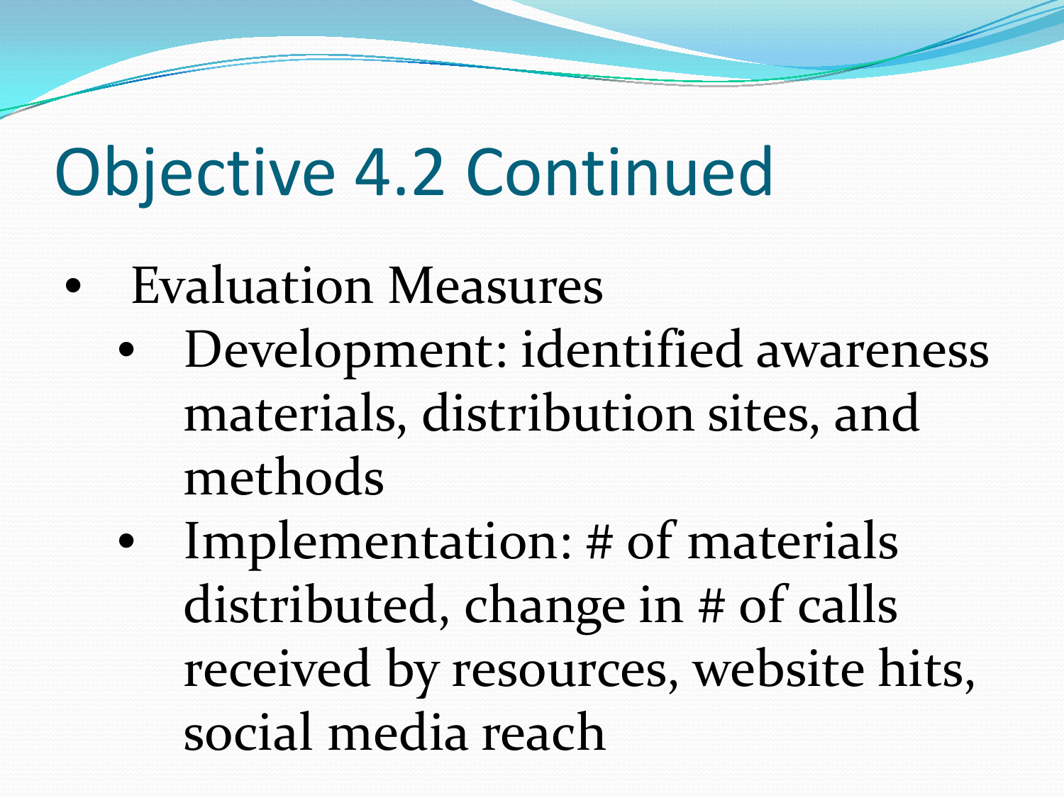# Objective 4.2 Continued

- Evaluation Measures
  - Development: identified awareness materials, distribution sites, and methods
  - Implementation: # of materials distributed, change in # of calls received by resources, website hits, social media reach